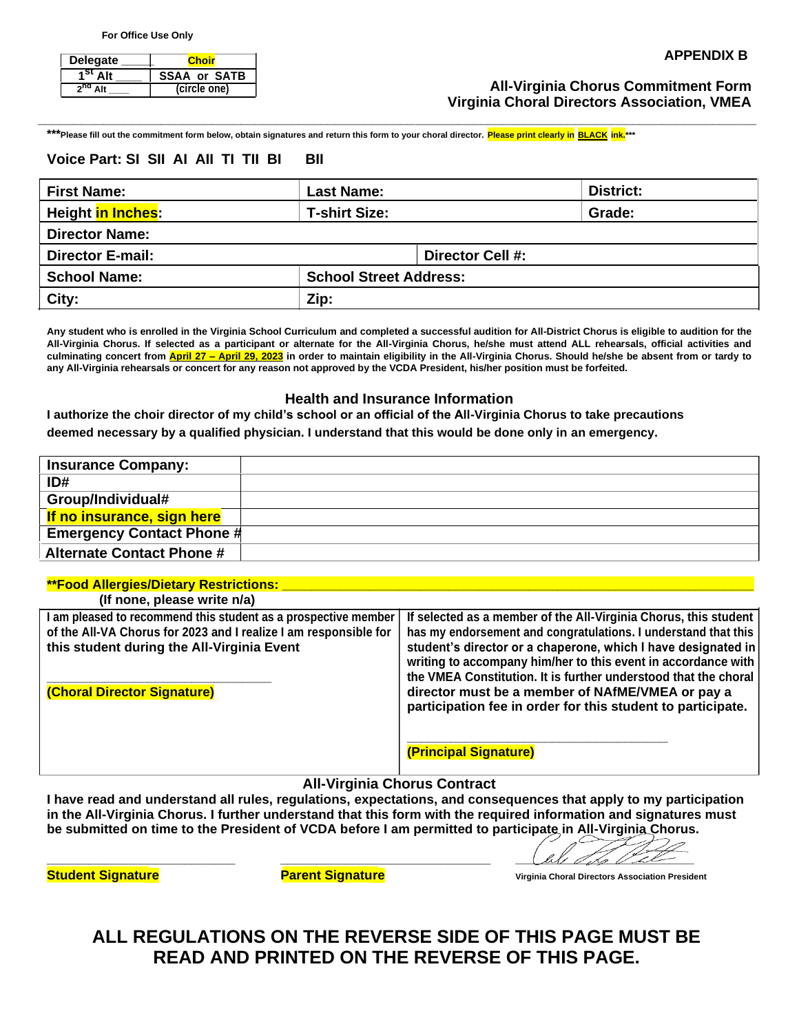For Office Use Only

| Delegate ____ | Choir |
|---|---|
| 1st Alt ____ | SSAA or SATB |
| 2nd Alt ____ | (circle one) |

**APPENDIX B**

**All-Virginia Chorus Commitment Form**
**Virginia Choral Directors Association, VMEA**

***Please fill out the commitment form below, obtain signatures and return this form to your choral director. Please print clearly in BLACK ink.***

**Voice Part: SI SII AI AII TI TII BI BII**

| First Name: | Last Name: | | District: |
|---|---|---|---|
| Height in Inches: | T-shirt Size: | | Grade: |
| Director Name: | | | |
| Director E-mail: | | Director Cell #: | |
| School Name: | School Street Address: | | |
| City: | Zip: | | |

**Any student who is enrolled in the Virginia School Curriculum and completed a successful audition for All-District Chorus is eligible to audition for the All-Virginia Chorus. If selected as a participant or alternate for the All-Virginia Chorus, he/she must attend ALL rehearsals, official activities and culminating concert from April 27 – April 29, 2023 in order to maintain eligibility in the All-Virginia Chorus. Should he/she be absent from or tardy to any All-Virginia rehearsals or concert for any reason not approved by the VCDA President, his/her position must be forfeited.**

## Health and Insurance Information

**I authorize the choir director of my child's school or an official of the All-Virginia Chorus to take precautions deemed necessary by a qualified physician. I understand that this would be done only in an emergency.**

| Insurance Company: | |
|---|---|
| ID# | |
| Group/Individual# | |
| If no insurance, sign here | |
| Emergency Contact Phone # | |
| Alternate Contact Phone # | |

**Food Allergies/Dietary Restrictions: ______________________________**
(If none, please write n/a)

| I am pleased to recommend this student as a prospective member of the All-VA Chorus for 2023 and I realize I am responsible for this student during the All-Virginia Event<br><br>______________________________<br>**(Choral Director Signature)** | If selected as a member of the All-Virginia Chorus, this student has my endorsement and congratulations. I understand that this student's director or a chaperone, which I have designated in writing to accompany him/her to this event in accordance with the VMEA Constitution. It is further understood that the choral director must be a member of NAfME/VMEA or pay a participation fee in order for this student to participate.<br><br>______________________________<br>**(Principal Signature)** |
|---|---|

## All-Virginia Chorus Contract

**I have read and understand all rules, regulations, expectations, and consequences that apply to my participation in the All-Virginia Chorus. I further understand that this form with the required information and signatures must be submitted on time to the President of VCDA before I am permitted to participate in All-Virginia Chorus.**

______________________________ ______________________________ ______________________________
**Student Signature** **Parent Signature** Virginia Choral Directors Association President

# ALL REGULATIONS ON THE REVERSE SIDE OF THIS PAGE MUST BE READ AND PRINTED ON THE REVERSE OF THIS PAGE.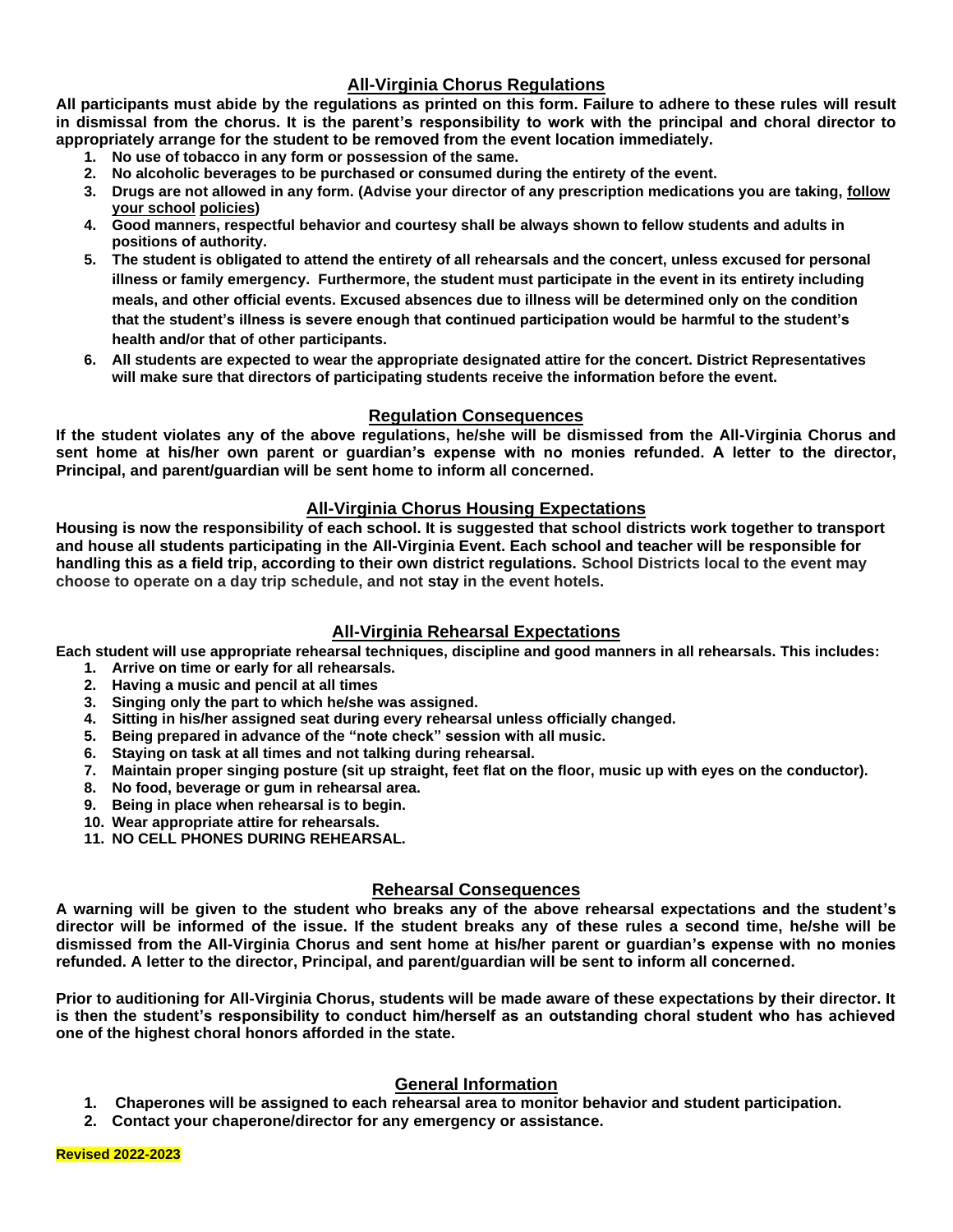## All-Virginia Chorus Regulations

**All participants must abide by the regulations as printed on this form. Failure to adhere to these rules will result in dismissal from the chorus. It is the parent's responsibility to work with the principal and choral director to appropriately arrange for the student to be removed from the event location immediately.**

1. **No use of tobacco in any form or possession of the same.**
2. **No alcoholic beverages to be purchased or consumed during the entirety of the event.**
3. **Drugs are not allowed in any form. (Advise your director of any prescription medications you are taking, follow your school policies)**
4. **Good manners, respectful behavior and courtesy shall be always shown to fellow students and adults in positions of authority.**
5. **The student is obligated to attend the entirety of all rehearsals and the concert, unless excused for personal illness or family emergency. Furthermore, the student must participate in the event in its entirety including meals, and other official events. Excused absences due to illness will be determined only on the condition that the student's illness is severe enough that continued participation would be harmful to the student's health and/or that of other participants.**
6. **All students are expected to wear the appropriate designated attire for the concert. District Representatives will make sure that directors of participating students receive the information before the event.**

## Regulation Consequences

**If the student violates any of the above regulations, he/she will be dismissed from the All-Virginia Chorus and sent home at his/her own parent or guardian's expense with no monies refunded. A letter to the director, Principal, and parent/guardian will be sent home to inform all concerned.**

## All-Virginia Chorus Housing Expectations

**Housing is now the responsibility of each school. It is suggested that school districts work together to transport and house all students participating in the All-Virginia Event. Each school and teacher will be responsible for handling this as a field trip, according to their own district regulations. School Districts local to the event may choose to operate on a day trip schedule, and not stay in the event hotels.**

## All-Virginia Rehearsal Expectations

**Each student will use appropriate rehearsal techniques, discipline and good manners in all rehearsals. This includes:**

1. **Arrive on time or early for all rehearsals.**
2. **Having a music and pencil at all times**
3. **Singing only the part to which he/she was assigned.**
4. **Sitting in his/her assigned seat during every rehearsal unless officially changed.**
5. **Being prepared in advance of the "note check" session with all music.**
6. **Staying on task at all times and not talking during rehearsal.**
7. **Maintain proper singing posture (sit up straight, feet flat on the floor, music up with eyes on the conductor).**
8. **No food, beverage or gum in rehearsal area.**
9. **Being in place when rehearsal is to begin.**
10. **Wear appropriate attire for rehearsals.**
11. **NO CELL PHONES DURING REHEARSAL.**

## Rehearsal Consequences

**A warning will be given to the student who breaks any of the above rehearsal expectations and the student's director will be informed of the issue. If the student breaks any of these rules a second time, he/she will be dismissed from the All-Virginia Chorus and sent home at his/her parent or guardian's expense with no monies refunded. A letter to the director, Principal, and parent/guardian will be sent to inform all concerned.**

**Prior to auditioning for All-Virginia Chorus, students will be made aware of these expectations by their director. It is then the student's responsibility to conduct him/herself as an outstanding choral student who has achieved one of the highest choral honors afforded in the state.**

## General Information

1. **Chaperones will be assigned to each rehearsal area to monitor behavior and student participation.**
2. **Contact your chaperone/director for any emergency or assistance.**

**Revised 2022-2023**